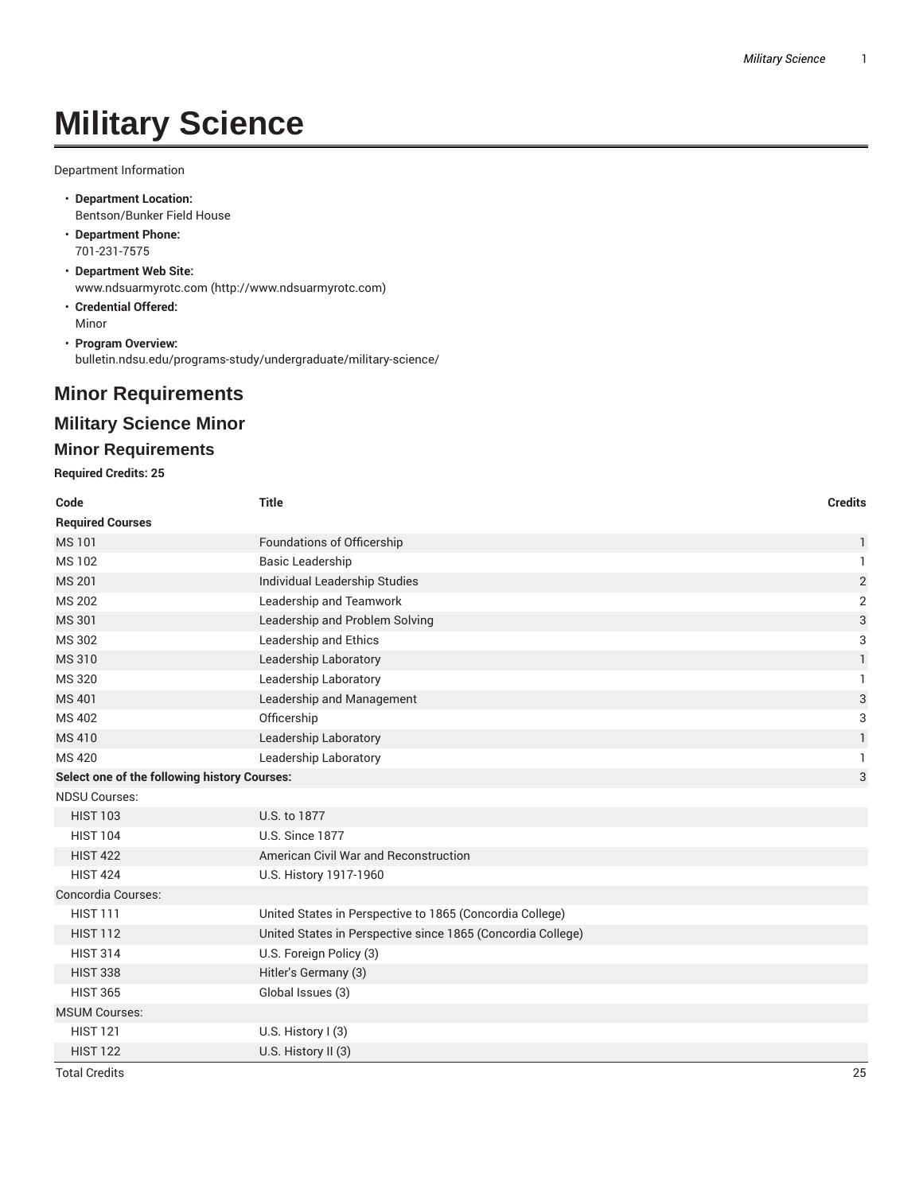# Military Science

Department Information

- **Department Location:**
  Bentson/Bunker Field House
- **Department Phone:**
  701-231-7575
- **Department Web Site:**
  www.ndsuarmyrotc.com (http://www.ndsuarmyrotc.com)
- **Credential Offered:**
  Minor
- **Program Overview:**
  bulletin.ndsu.edu/programs-study/undergraduate/military-science/

## Minor Requirements

### Military Science Minor

### Minor Requirements

**Required Credits: 25**

| Code | Title | Credits |
|---|---|---|
| **Required Courses** | | |
| MS 101 | Foundations of Officership | 1 |
| MS 102 | Basic Leadership | 1 |
| MS 201 | Individual Leadership Studies | 2 |
| MS 202 | Leadership and Teamwork | 2 |
| MS 301 | Leadership and Problem Solving | 3 |
| MS 302 | Leadership and Ethics | 3 |
| MS 310 | Leadership Laboratory | 1 |
| MS 320 | Leadership Laboratory | 1 |
| MS 401 | Leadership and Management | 3 |
| MS 402 | Officership | 3 |
| MS 410 | Leadership Laboratory | 1 |
| MS 420 | Leadership Laboratory | 1 |
| **Select one of the following history Courses:** | | 3 |
| NDSU Courses: | | |
| HIST 103 | U.S. to 1877 | |
| HIST 104 | U.S. Since 1877 | |
| HIST 422 | American Civil War and Reconstruction | |
| HIST 424 | U.S. History 1917-1960 | |
| Concordia Courses: | | |
| HIST 111 | United States in Perspective to 1865 (Concordia College) | |
| HIST 112 | United States in Perspective since 1865 (Concordia College) | |
| HIST 314 | U.S. Foreign Policy (3) | |
| HIST 338 | Hitler's Germany (3) | |
| HIST 365 | Global Issues (3) | |
| MSUM Courses: | | |
| HIST 121 | U.S. History I (3) | |
| HIST 122 | U.S. History II (3) | |
| Total Credits | | 25 |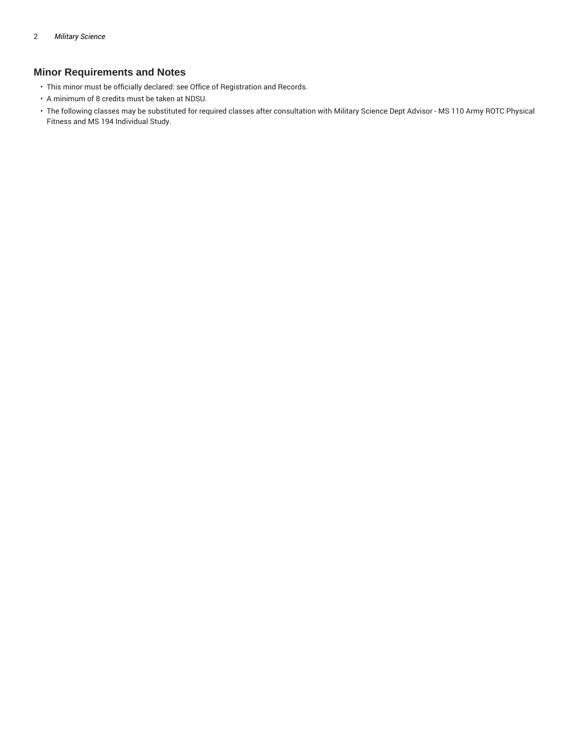## Minor Requirements and Notes

- This minor must be officially declared: see Office of Registration and Records.
- A minimum of 8 credits must be taken at NDSU.
- The following classes may be substituted for required classes after consultation with Military Science Dept Advisor - MS 110 Army ROTC Physical Fitness and MS 194 Individual Study.